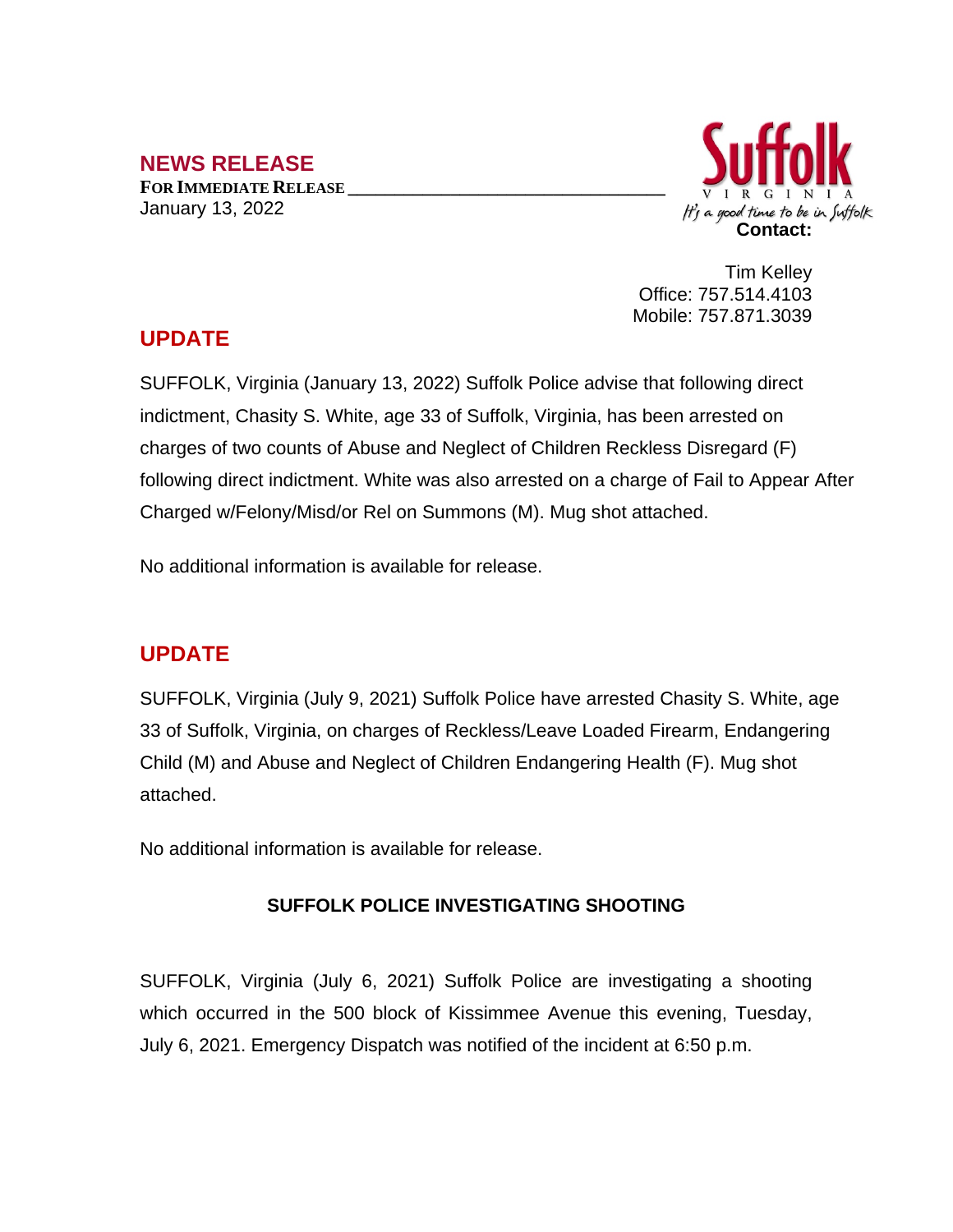## NEWS RELEASE

**FOR IMMEDIATE RELEASE**

January 13, 2022

Suffolk VIRGINIA

*It's a good time to be in Suffolk*

**Contact:**

Tim Kelley
Office: 757.514.4103
Mobile: 757.871.3039

## UPDATE

SUFFOLK, Virginia (January 13, 2022) Suffolk Police advise that following direct indictment, Chasity S. White, age 33 of Suffolk, Virginia, has been arrested on charges of two counts of Abuse and Neglect of Children Reckless Disregard (F) following direct indictment. White was also arrested on a charge of Fail to Appear After Charged w/Felony/Misd/or Rel on Summons (M). Mug shot attached.

No additional information is available for release.

## UPDATE

SUFFOLK, Virginia (July 9, 2021) Suffolk Police have arrested Chasity S. White, age 33 of Suffolk, Virginia, on charges of Reckless/Leave Loaded Firearm, Endangering Child (M) and Abuse and Neglect of Children Endangering Health (F). Mug shot attached.

No additional information is available for release.

### SUFFOLK POLICE INVESTIGATING SHOOTING

SUFFOLK, Virginia (July 6, 2021) Suffolk Police are investigating a shooting which occurred in the 500 block of Kissimmee Avenue this evening, Tuesday, July 6, 2021. Emergency Dispatch was notified of the incident at 6:50 p.m.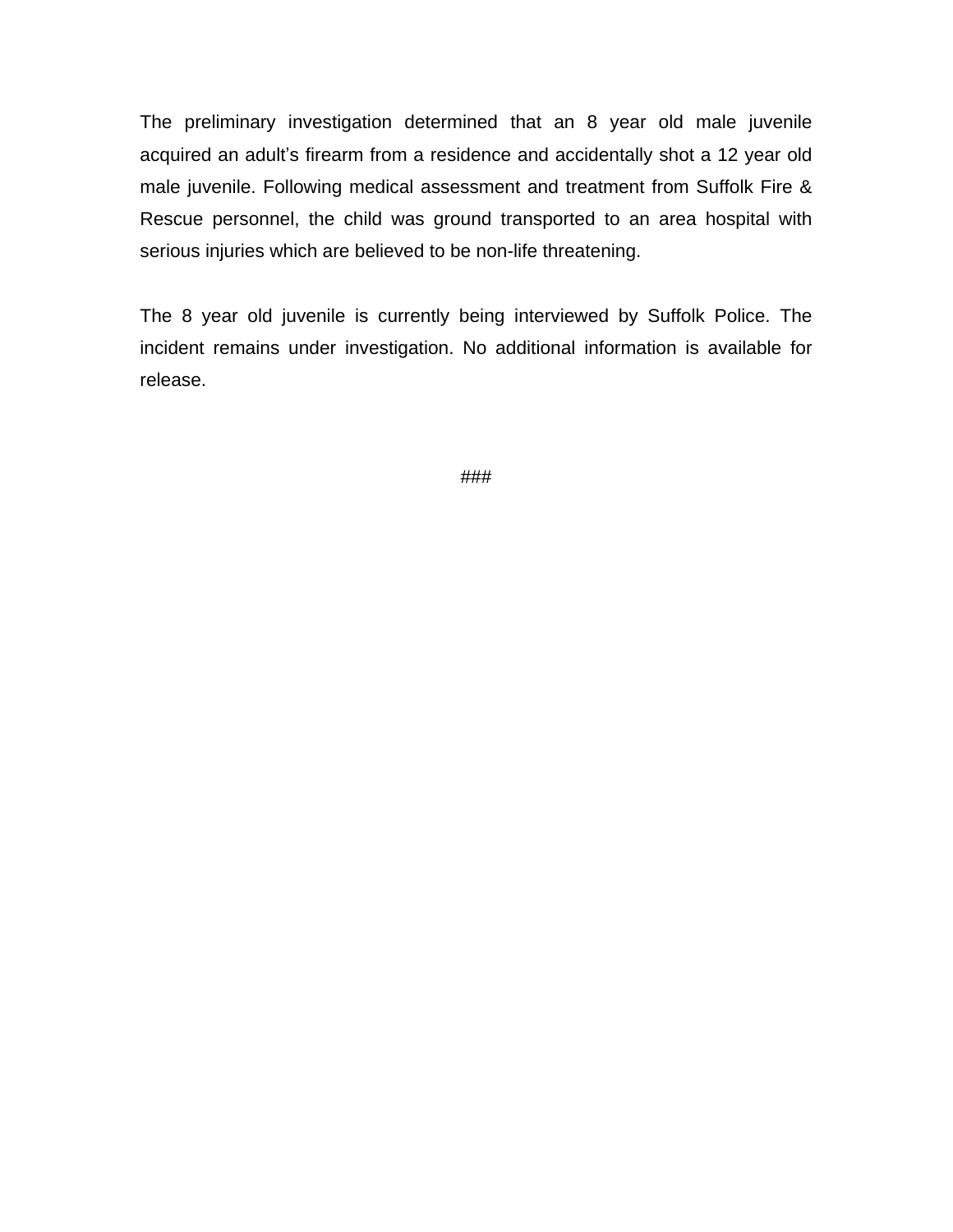The preliminary investigation determined that an 8 year old male juvenile acquired an adult's firearm from a residence and accidentally shot a 12 year old male juvenile. Following medical assessment and treatment from Suffolk Fire & Rescue personnel, the child was ground transported to an area hospital with serious injuries which are believed to be non-life threatening.

The 8 year old juvenile is currently being interviewed by Suffolk Police. The incident remains under investigation. No additional information is available for release.

###